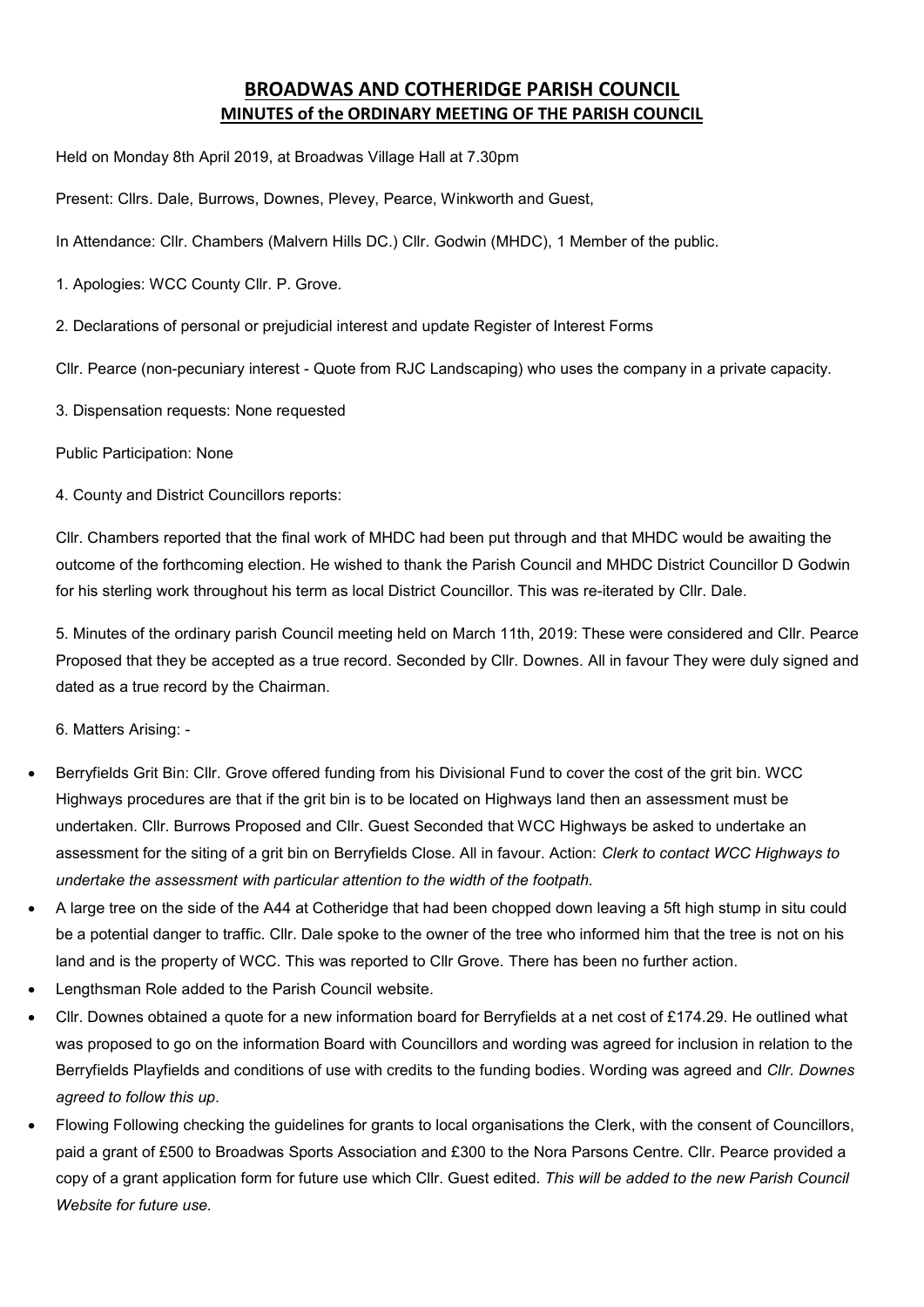# BROADWAS AND COTHERIDGE PARISH COUNCIL

## MINUTES of the ORDINARY MEETING OF THE PARISH COUNCIL

Held on Monday 8th April 2019, at Broadwas Village Hall at 7.30pm

Present: Cllrs. Dale, Burrows, Downes, Plevey, Pearce, Winkworth and Guest,

In Attendance: Cllr. Chambers (Malvern Hills DC.) Cllr. Godwin (MHDC), 1 Member of the public.

1. Apologies: WCC County Cllr. P. Grove.

2. Declarations of personal or prejudicial interest and update Register of Interest Forms

Cllr. Pearce (non-pecuniary interest - Quote from RJC Landscaping) who uses the company in a private capacity.

3. Dispensation requests: None requested

Public Participation: None

4. County and District Councillors reports:

Cllr. Chambers reported that the final work of MHDC had been put through and that MHDC would be awaiting the outcome of the forthcoming election. He wished to thank the Parish Council and MHDC District Councillor D Godwin for his sterling work throughout his term as local District Councillor. This was re-iterated by Cllr. Dale.

5. Minutes of the ordinary parish Council meeting held on March 11th, 2019: These were considered and Cllr. Pearce Proposed that they be accepted as a true record. Seconded by Cllr. Downes. All in favour They were duly signed and dated as a true record by the Chairman.

6. Matters Arising: -

- Berryfields Grit Bin: Cllr. Grove offered funding from his Divisional Fund to cover the cost of the grit bin. WCC Highways procedures are that if the grit bin is to be located on Highways land then an assessment must be undertaken. Cllr. Burrows Proposed and Cllr. Guest Seconded that WCC Highways be asked to undertake an assessment for the siting of a grit bin on Berryfields Close. All in favour. Action: *Clerk to contact WCC Highways to undertake the assessment with particular attention to the width of the footpath.*
- A large tree on the side of the A44 at Cotheridge that had been chopped down leaving a 5ft high stump in situ could be a potential danger to traffic. Cllr. Dale spoke to the owner of the tree who informed him that the tree is not on his land and is the property of WCC. This was reported to Cllr Grove. There has been no further action.
- Lengthsman Role added to the Parish Council website.
- Cllr. Downes obtained a quote for a new information board for Berryfields at a net cost of £174.29. He outlined what was proposed to go on the information Board with Councillors and wording was agreed for inclusion in relation to the Berryfields Playfields and conditions of use with credits to the funding bodies. Wording was agreed and *Cllr. Downes agreed to follow this up*.
- Flowing Following checking the guidelines for grants to local organisations the Clerk, with the consent of Councillors, paid a grant of £500 to Broadwas Sports Association and £300 to the Nora Parsons Centre. Cllr. Pearce provided a copy of a grant application form for future use which Cllr. Guest edited. *This will be added to the new Parish Council Website for future use.*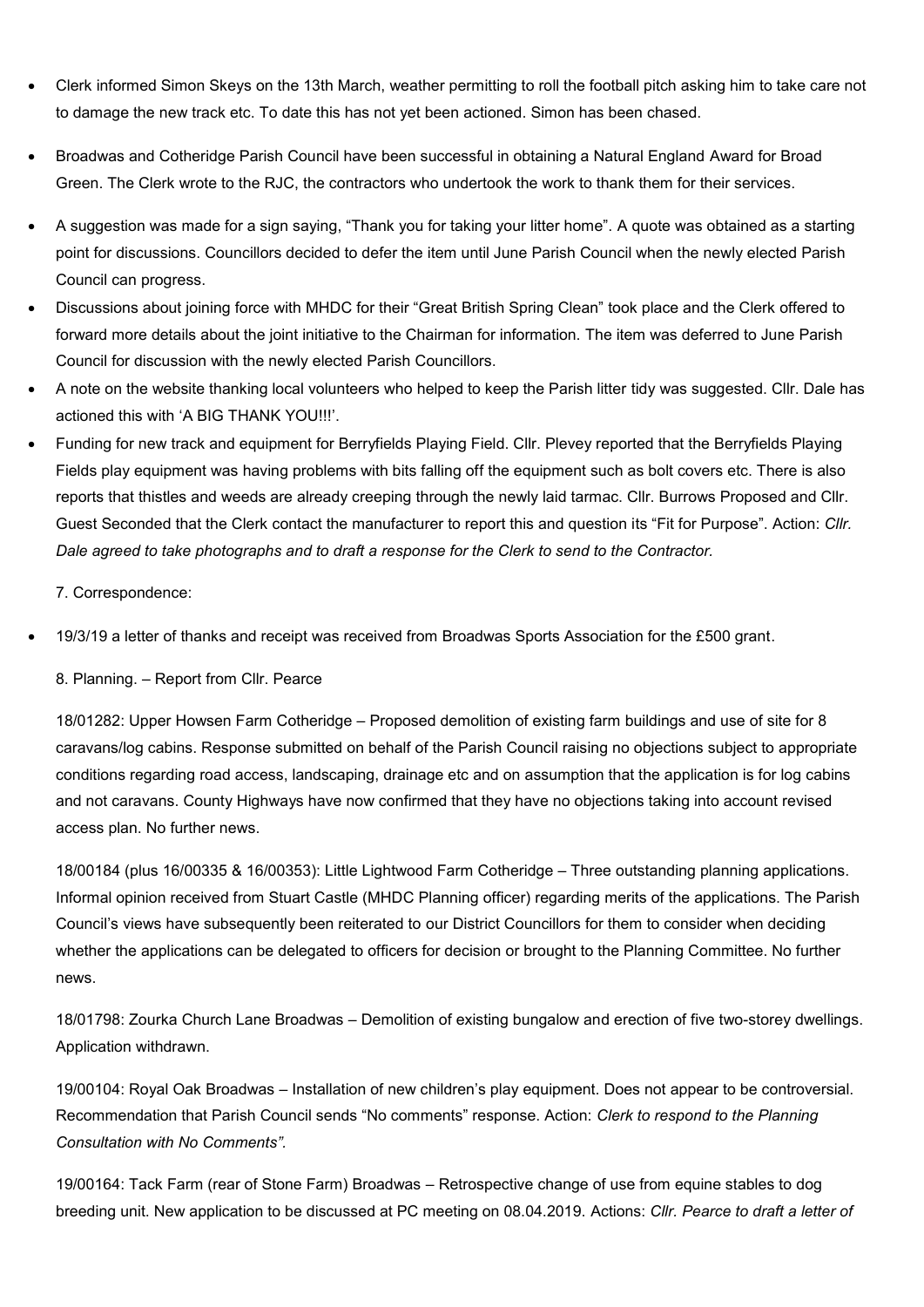- Clerk informed Simon Skeys on the 13th March, weather permitting to roll the football pitch asking him to take care not to damage the new track etc. To date this has not yet been actioned. Simon has been chased.
- Broadwas and Cotheridge Parish Council have been successful in obtaining a Natural England Award for Broad Green. The Clerk wrote to the RJC, the contractors who undertook the work to thank them for their services.
- A suggestion was made for a sign saying, "Thank you for taking your litter home". A quote was obtained as a starting point for discussions. Councillors decided to defer the item until June Parish Council when the newly elected Parish Council can progress.
- Discussions about joining force with MHDC for their "Great British Spring Clean" took place and the Clerk offered to forward more details about the joint initiative to the Chairman for information. The item was deferred to June Parish Council for discussion with the newly elected Parish Councillors.
- A note on the website thanking local volunteers who helped to keep the Parish litter tidy was suggested. Cllr. Dale has actioned this with 'A BIG THANK YOU!!!'.
- Funding for new track and equipment for Berryfields Playing Field. Cllr. Plevey reported that the Berryfields Playing Fields play equipment was having problems with bits falling off the equipment such as bolt covers etc. There is also reports that thistles and weeds are already creeping through the newly laid tarmac. Cllr. Burrows Proposed and Cllr. Guest Seconded that the Clerk contact the manufacturer to report this and question its "Fit for Purpose". Action: *Cllr. Dale agreed to take photographs and to draft a response for the Clerk to send to the Contractor.*

7. Correspondence:

- 19/3/19 a letter of thanks and receipt was received from Broadwas Sports Association for the £500 grant.

8. Planning. – Report from Cllr. Pearce

18/01282: Upper Howsen Farm Cotheridge – Proposed demolition of existing farm buildings and use of site for 8 caravans/log cabins. Response submitted on behalf of the Parish Council raising no objections subject to appropriate conditions regarding road access, landscaping, drainage etc and on assumption that the application is for log cabins and not caravans. County Highways have now confirmed that they have no objections taking into account revised access plan. No further news.

18/00184 (plus 16/00335 & 16/00353): Little Lightwood Farm Cotheridge – Three outstanding planning applications. Informal opinion received from Stuart Castle (MHDC Planning officer) regarding merits of the applications. The Parish Council's views have subsequently been reiterated to our District Councillors for them to consider when deciding whether the applications can be delegated to officers for decision or brought to the Planning Committee. No further news.

18/01798: Zourka Church Lane Broadwas – Demolition of existing bungalow and erection of five two-storey dwellings. Application withdrawn.

19/00104: Royal Oak Broadwas – Installation of new children's play equipment. Does not appear to be controversial. Recommendation that Parish Council sends "No comments" response. Action: *Clerk to respond to the Planning Consultation with No Comments".*

19/00164: Tack Farm (rear of Stone Farm) Broadwas – Retrospective change of use from equine stables to dog breeding unit. New application to be discussed at PC meeting on 08.04.2019. Actions: *Cllr. Pearce to draft a letter of*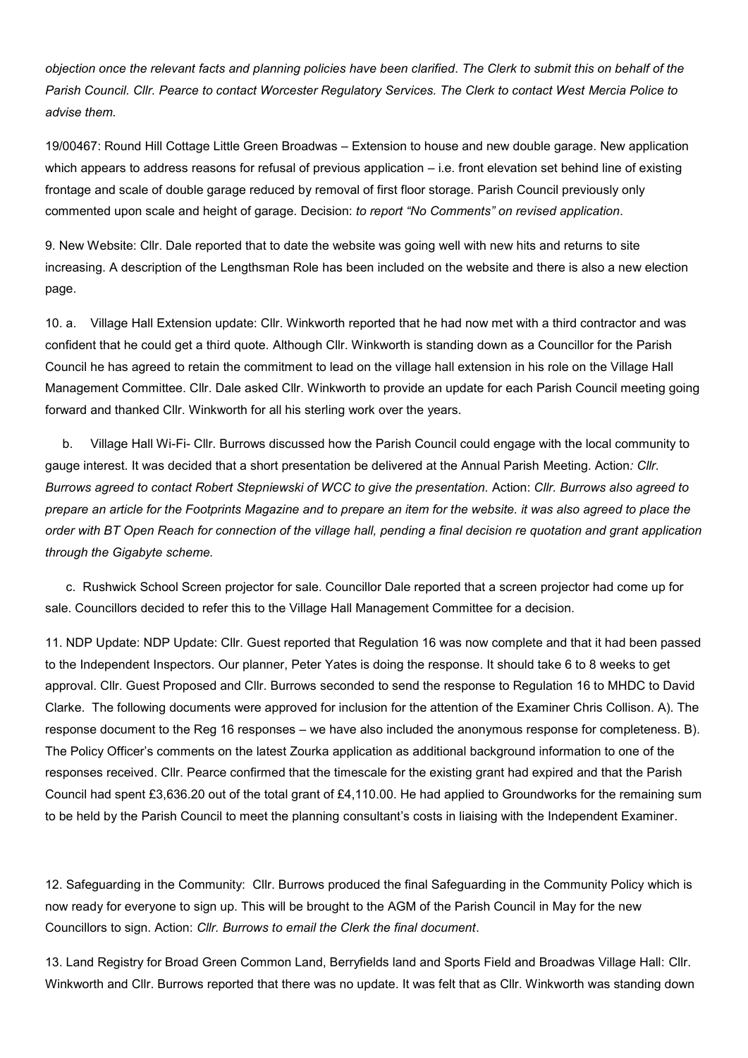*objection once the relevant facts and planning policies have been clarified. The Clerk to submit this on behalf of the Parish Council. Cllr. Pearce to contact Worcester Regulatory Services. The Clerk to contact West Mercia Police to advise them.*

19/00467: Round Hill Cottage Little Green Broadwas – Extension to house and new double garage. New application which appears to address reasons for refusal of previous application – i.e. front elevation set behind line of existing frontage and scale of double garage reduced by removal of first floor storage. Parish Council previously only commented upon scale and height of garage. Decision: *to report "No Comments" on revised application*.

9. New Website: Cllr. Dale reported that to date the website was going well with new hits and returns to site increasing. A description of the Lengthsman Role has been included on the website and there is also a new election page.

10. a. Village Hall Extension update: Cllr. Winkworth reported that he had now met with a third contractor and was confident that he could get a third quote. Although Cllr. Winkworth is standing down as a Councillor for the Parish Council he has agreed to retain the commitment to lead on the village hall extension in his role on the Village Hall Management Committee. Cllr. Dale asked Cllr. Winkworth to provide an update for each Parish Council meeting going forward and thanked Cllr. Winkworth for all his sterling work over the years.

b. Village Hall Wi-Fi- Cllr. Burrows discussed how the Parish Council could engage with the local community to gauge interest. It was decided that a short presentation be delivered at the Annual Parish Meeting. Action*: Cllr. Burrows agreed to contact Robert Stepniewski of WCC to give the presentation.* Action: *Cllr. Burrows also agreed to prepare an article for the Footprints Magazine and to prepare an item for the website. it was also agreed to place the order with BT Open Reach for connection of the village hall, pending a final decision re quotation and grant application through the Gigabyte scheme.*

c. Rushwick School Screen projector for sale. Councillor Dale reported that a screen projector had come up for sale. Councillors decided to refer this to the Village Hall Management Committee for a decision.

11. NDP Update: NDP Update: Cllr. Guest reported that Regulation 16 was now complete and that it had been passed to the Independent Inspectors. Our planner, Peter Yates is doing the response. It should take 6 to 8 weeks to get approval. Cllr. Guest Proposed and Cllr. Burrows seconded to send the response to Regulation 16 to MHDC to David Clarke. The following documents were approved for inclusion for the attention of the Examiner Chris Collison. A). The response document to the Reg 16 responses – we have also included the anonymous response for completeness. B). The Policy Officer's comments on the latest Zourka application as additional background information to one of the responses received. Cllr. Pearce confirmed that the timescale for the existing grant had expired and that the Parish Council had spent £3,636.20 out of the total grant of £4,110.00. He had applied to Groundworks for the remaining sum to be held by the Parish Council to meet the planning consultant's costs in liaising with the Independent Examiner.

12. Safeguarding in the Community: Cllr. Burrows produced the final Safeguarding in the Community Policy which is now ready for everyone to sign up. This will be brought to the AGM of the Parish Council in May for the new Councillors to sign. Action: *Cllr. Burrows to email the Clerk the final document*.

13. Land Registry for Broad Green Common Land, Berryfields land and Sports Field and Broadwas Village Hall: Cllr. Winkworth and Cllr. Burrows reported that there was no update. It was felt that as Cllr. Winkworth was standing down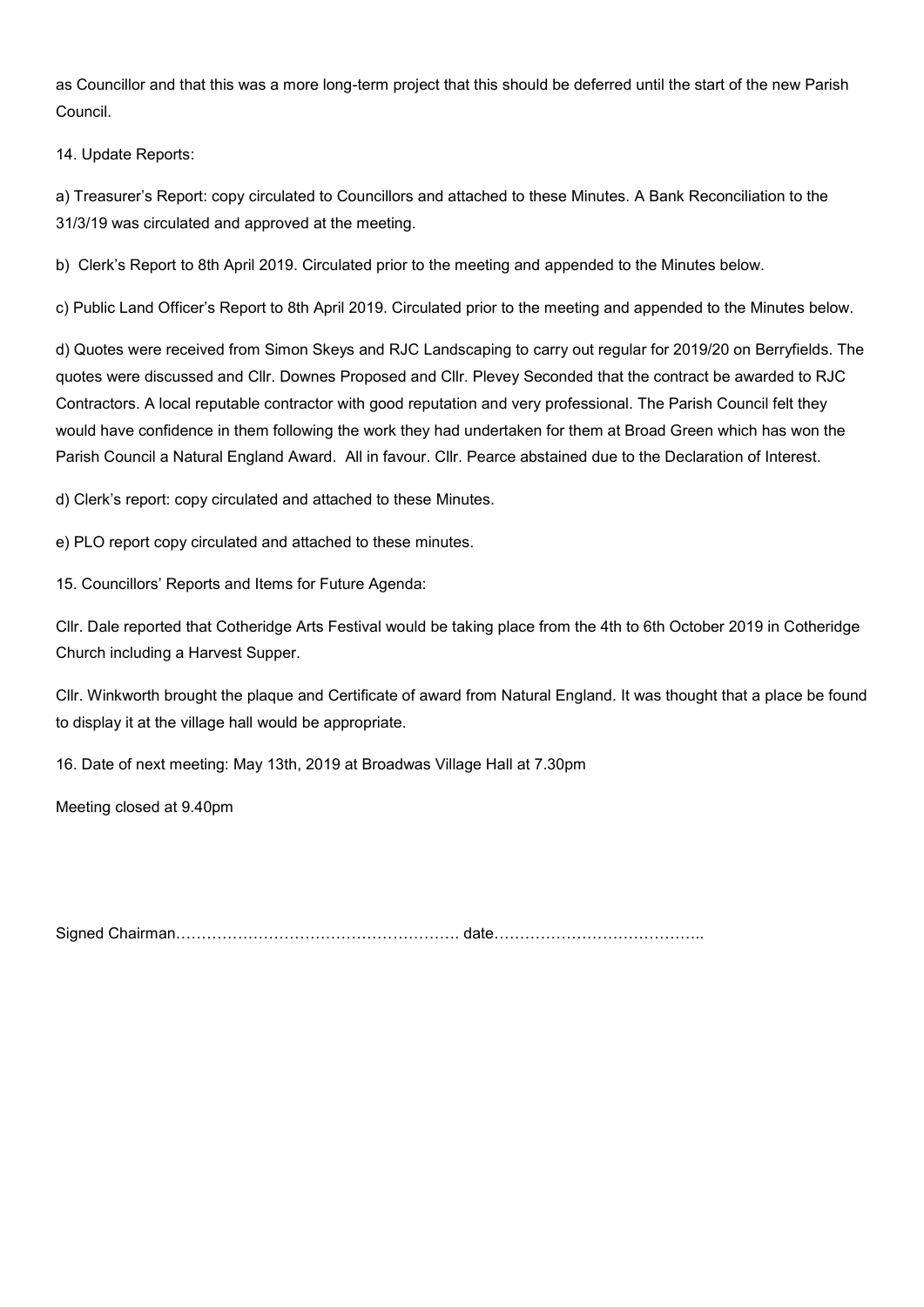as Councillor and that this was a more long-term project that this should be deferred until the start of the new Parish Council.

14. Update Reports:

a) Treasurer's Report: copy circulated to Councillors and attached to these Minutes. A Bank Reconciliation to the 31/3/19 was circulated and approved at the meeting.

b) Clerk's Report to 8th April 2019. Circulated prior to the meeting and appended to the Minutes below.

c) Public Land Officer's Report to 8th April 2019. Circulated prior to the meeting and appended to the Minutes below.

d) Quotes were received from Simon Skeys and RJC Landscaping to carry out regular for 2019/20 on Berryfields. The quotes were discussed and Cllr. Downes Proposed and Cllr. Plevey Seconded that the contract be awarded to RJC Contractors. A local reputable contractor with good reputation and very professional. The Parish Council felt they would have confidence in them following the work they had undertaken for them at Broad Green which has won the Parish Council a Natural England Award. All in favour. Cllr. Pearce abstained due to the Declaration of Interest.

d) Clerk's report: copy circulated and attached to these Minutes.

e) PLO report copy circulated and attached to these minutes.

15. Councillors' Reports and Items for Future Agenda:

Cllr. Dale reported that Cotheridge Arts Festival would be taking place from the 4th to 6th October 2019 in Cotheridge Church including a Harvest Supper.

Cllr. Winkworth brought the plaque and Certificate of award from Natural England. It was thought that a place be found to display it at the village hall would be appropriate.

16. Date of next meeting: May 13th, 2019 at Broadwas Village Hall at 7.30pm

Meeting closed at 9.40pm

Signed Chairman……………………………………………… date…………………………………..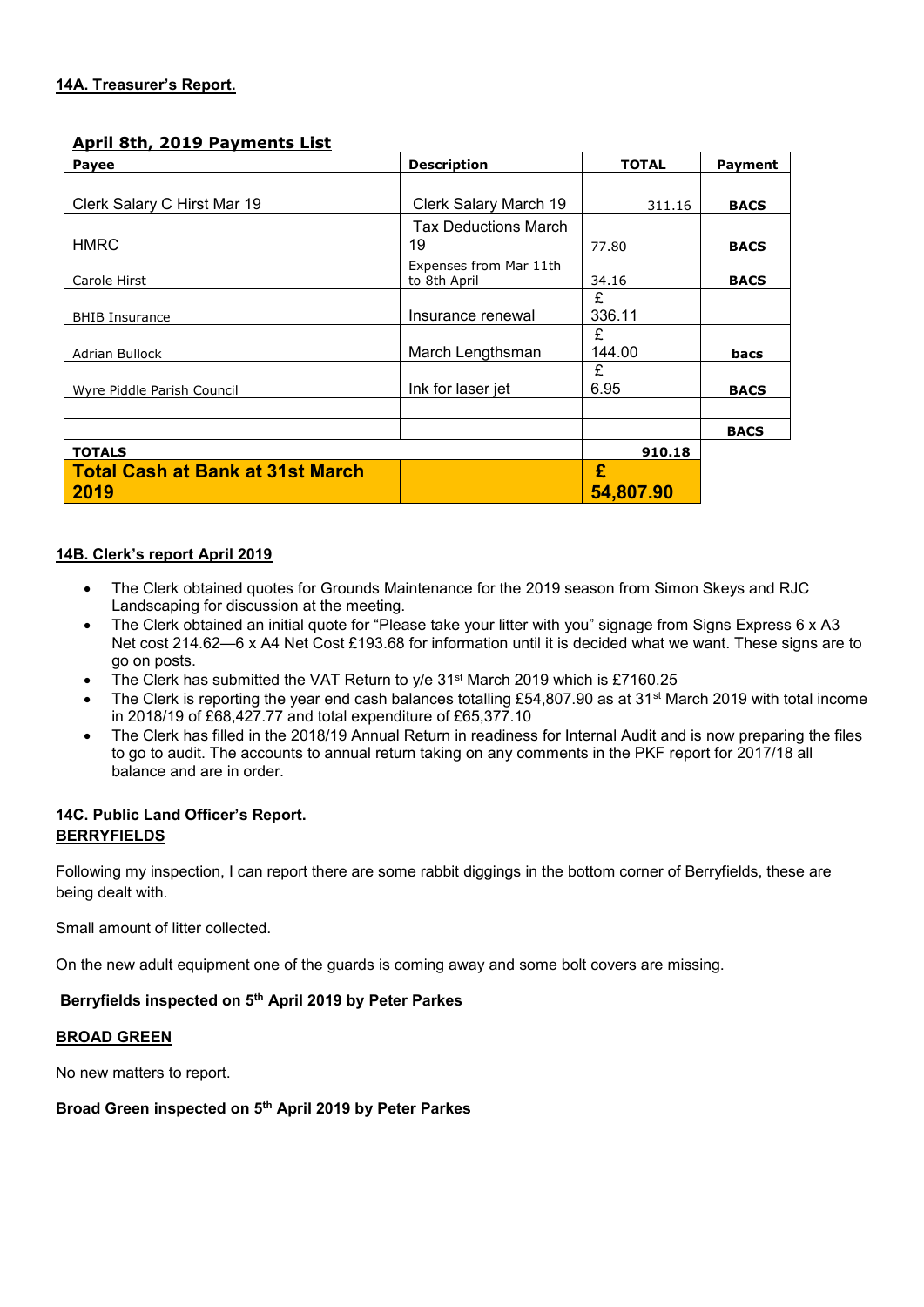**14A. Treasurer's Report.**

**April 8th, 2019 Payments List**

| Payee | Description | TOTAL | Payment |
|---|---|---|---|
| | | | |
| Clerk Salary C Hirst Mar 19 | Clerk Salary March 19 | 311.16 | BACS |
| HMRC | Tax Deductions March 19 | 77.80 | BACS |
| Carole Hirst | Expenses from Mar 11th to 8th April | 34.16 | BACS |
| BHIB Insurance | Insurance renewal | £ 336.11 | |
| Adrian Bullock | March Lengthsman | £ 144.00 | bacs |
| Wyre Piddle Parish Council | Ink for laser jet | £ 6.95 | BACS |
| | | | |
| | | | BACS |
| **TOTALS** | | **910.18** | |
| **Total Cash at Bank at 31st March 2019** | | **£ 54,807.90** | |

**14B. Clerk's report April 2019**

- The Clerk obtained quotes for Grounds Maintenance for the 2019 season from Simon Skeys and RJC Landscaping for discussion at the meeting.
- The Clerk obtained an initial quote for "Please take your litter with you" signage from Signs Express 6 x A3 Net cost 214.62—6 x A4 Net Cost £193.68 for information until it is decided what we want. These signs are to go on posts.
- The Clerk has submitted the VAT Return to y/e 31st March 2019 which is £7160.25
- The Clerk is reporting the year end cash balances totalling £54,807.90 as at 31st March 2019 with total income in 2018/19 of £68,427.77 and total expenditure of £65,377.10
- The Clerk has filled in the 2018/19 Annual Return in readiness for Internal Audit and is now preparing the files to go to audit. The accounts to annual return taking on any comments in the PKF report for 2017/18 all balance and are in order.

**14C. Public Land Officer's Report.**

**BERRYFIELDS**

Following my inspection, I can report there are some rabbit diggings in the bottom corner of Berryfields, these are being dealt with.

Small amount of litter collected.

On the new adult equipment one of the guards is coming away and some bolt covers are missing.

**Berryfields inspected on 5th April 2019 by Peter Parkes**

**BROAD GREEN**

No new matters to report.

**Broad Green inspected on 5th April 2019 by Peter Parkes**